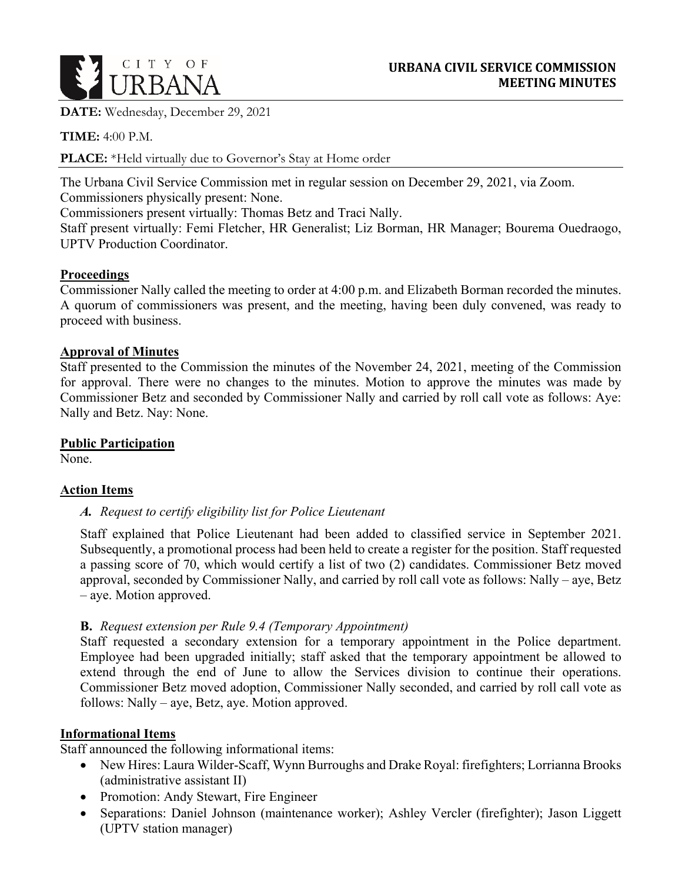CITY OF URBANA

# URBANA CIVIL SERVICE COMMISSION MEETING MINUTES

**DATE:** Wednesday, December 29, 2021

**TIME:** 4:00 P.M.

**PLACE:** *Held virtually due to Governor's Stay at Home order

The Urbana Civil Service Commission met in regular session on December 29, 2021, via Zoom.
Commissioners physically present: None.
Commissioners present virtually: Thomas Betz and Traci Nally.
Staff present virtually: Femi Fletcher, HR Generalist; Liz Borman, HR Manager; Bourema Ouedraogo, UPTV Production Coordinator.

## Proceedings

Commissioner Nally called the meeting to order at 4:00 p.m. and Elizabeth Borman recorded the minutes. A quorum of commissioners was present, and the meeting, having been duly convened, was ready to proceed with business.

## Approval of Minutes

Staff presented to the Commission the minutes of the November 24, 2021, meeting of the Commission for approval. There were no changes to the minutes. Motion to approve the minutes was made by Commissioner Betz and seconded by Commissioner Nally and carried by roll call vote as follows: Aye: Nally and Betz. Nay: None.

## Public Participation

None.

## Action Items

### *A. Request to certify eligibility list for Police Lieutenant*

Staff explained that Police Lieutenant had been added to classified service in September 2021. Subsequently, a promotional process had been held to create a register for the position. Staff requested a passing score of 70, which would certify a list of two (2) candidates. Commissioner Betz moved approval, seconded by Commissioner Nally, and carried by roll call vote as follows: Nally – aye, Betz – aye. Motion approved.

### **B.** *Request extension per Rule 9.4 (Temporary Appointment)*

Staff requested a secondary extension for a temporary appointment in the Police department. Employee had been upgraded initially; staff asked that the temporary appointment be allowed to extend through the end of June to allow the Services division to continue their operations. Commissioner Betz moved adoption, Commissioner Nally seconded, and carried by roll call vote as follows: Nally – aye, Betz, aye. Motion approved.

## Informational Items

Staff announced the following informational items:

- New Hires: Laura Wilder-Scaff, Wynn Burroughs and Drake Royal: firefighters; Lorrianna Brooks (administrative assistant II)
- Promotion: Andy Stewart, Fire Engineer
- Separations: Daniel Johnson (maintenance worker); Ashley Vercler (firefighter); Jason Liggett (UPTV station manager)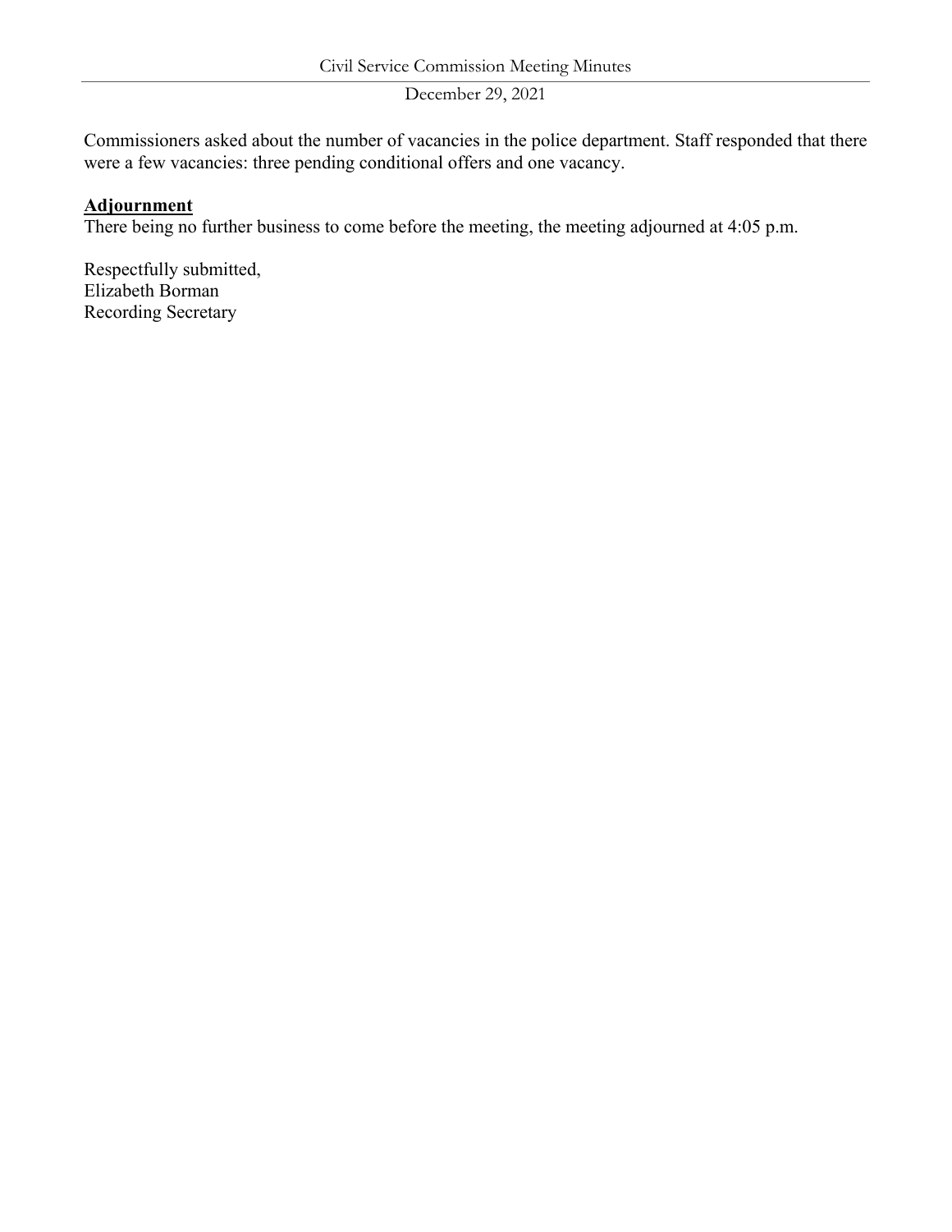Commissioners asked about the number of vacancies in the police department. Staff responded that there were a few vacancies: three pending conditional offers and one vacancy.

**Adjournment**

There being no further business to come before the meeting, the meeting adjourned at 4:05 p.m.

Respectfully submitted,
Elizabeth Borman
Recording Secretary